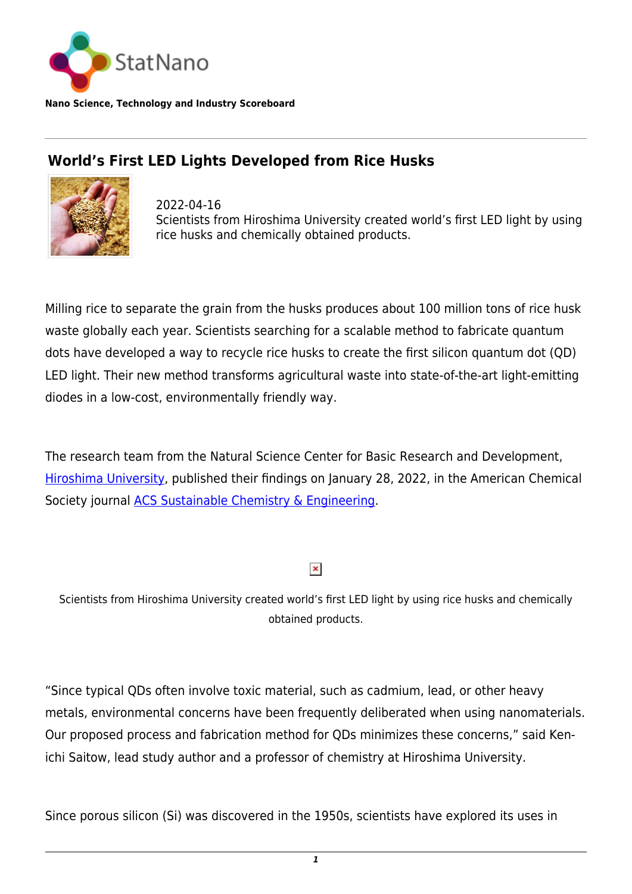StatNano

**Nano Science, Technology and Industry Scoreboard**

# World's First LED Lights Developed from Rice Husks

2022-04-16
Scientists from Hiroshima University created world's first LED light by using rice husks and chemically obtained products.

Milling rice to separate the grain from the husks produces about 100 million tons of rice husk waste globally each year. Scientists searching for a scalable method to fabricate quantum dots have developed a way to recycle rice husks to create the first silicon quantum dot (QD) LED light. Their new method transforms agricultural waste into state-of-the-art light-emitting diodes in a low-cost, environmentally friendly way.

The research team from the Natural Science Center for Basic Research and Development, Hiroshima University, published their findings on January 28, 2022, in the American Chemical Society journal ACS Sustainable Chemistry & Engineering.

Scientists from Hiroshima University created world's first LED light by using rice husks and chemically obtained products.

"Since typical QDs often involve toxic material, such as cadmium, lead, or other heavy metals, environmental concerns have been frequently deliberated when using nanomaterials. Our proposed process and fabrication method for QDs minimizes these concerns," said Ken-ichi Saitow, lead study author and a professor of chemistry at Hiroshima University.

Since porous silicon (Si) was discovered in the 1950s, scientists have explored its uses in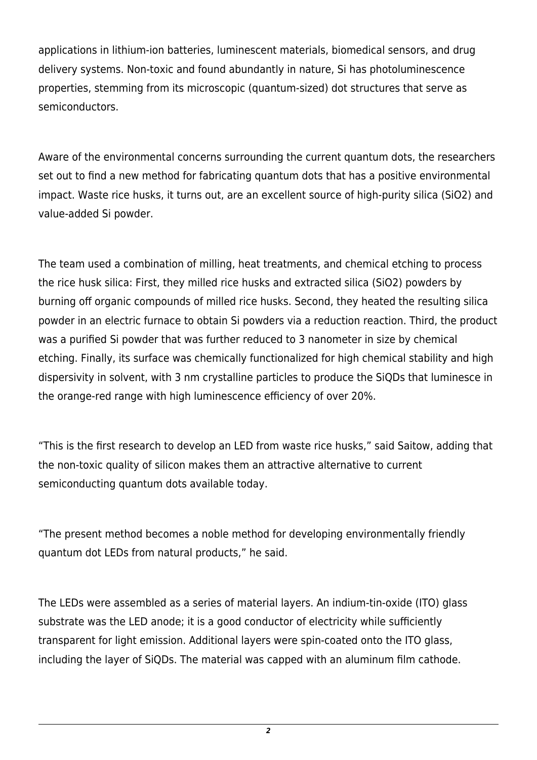applications in lithium-ion batteries, luminescent materials, biomedical sensors, and drug delivery systems. Non-toxic and found abundantly in nature, Si has photoluminescence properties, stemming from its microscopic (quantum-sized) dot structures that serve as semiconductors.

Aware of the environmental concerns surrounding the current quantum dots, the researchers set out to find a new method for fabricating quantum dots that has a positive environmental impact. Waste rice husks, it turns out, are an excellent source of high-purity silica ($SiO_2$) and value-added Si powder.

The team used a combination of milling, heat treatments, and chemical etching to process the rice husk silica: First, they milled rice husks and extracted silica ($SiO_2$) powders by burning off organic compounds of milled rice husks. Second, they heated the resulting silica powder in an electric furnace to obtain Si powders via a reduction reaction. Third, the product was a purified Si powder that was further reduced to 3 nanometer in size by chemical etching. Finally, its surface was chemically functionalized for high chemical stability and high dispersivity in solvent, with 3 nm crystalline particles to produce the SiQDs that luminesce in the orange-red range with high luminescence efficiency of over 20%.

"This is the first research to develop an LED from waste rice husks," said Saitow, adding that the non-toxic quality of silicon makes them an attractive alternative to current semiconducting quantum dots available today.

"The present method becomes a noble method for developing environmentally friendly quantum dot LEDs from natural products," he said.

The LEDs were assembled as a series of material layers. An indium-tin-oxide (ITO) glass substrate was the LED anode; it is a good conductor of electricity while sufficiently transparent for light emission. Additional layers were spin-coated onto the ITO glass, including the layer of SiQDs. The material was capped with an aluminum film cathode.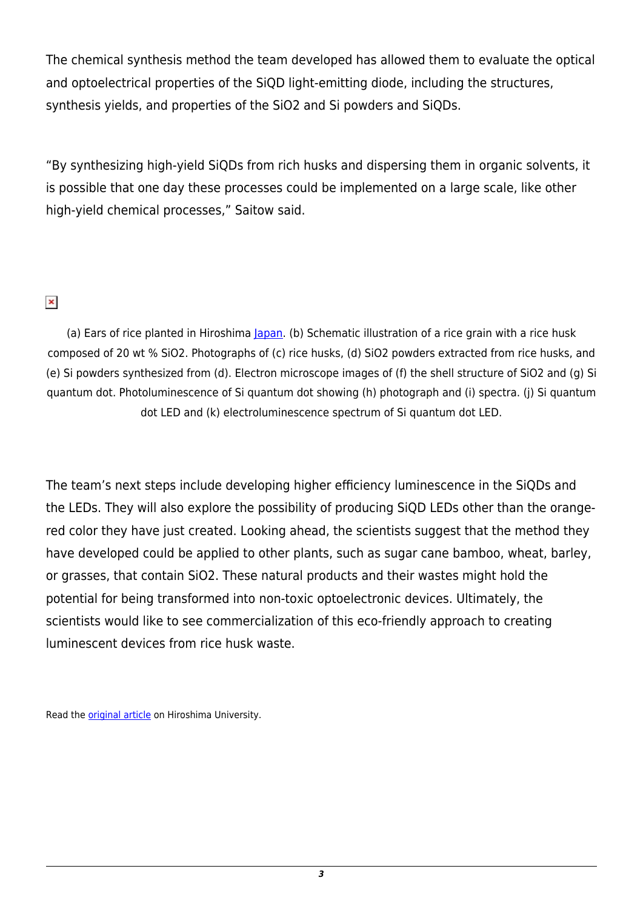The chemical synthesis method the team developed has allowed them to evaluate the optical and optoelectrical properties of the SiQD light-emitting diode, including the structures, synthesis yields, and properties of the $SiO_2$ and Si powders and SiQDs.

"By synthesizing high-yield SiQDs from rich husks and dispersing them in organic solvents, it is possible that one day these processes could be implemented on a large scale, like other high-yield chemical processes," Saitow said.

(a) Ears of rice planted in Hiroshima Japan. (b) Schematic illustration of a rice grain with a rice husk composed of 20 wt % $SiO_2$. Photographs of (c) rice husks, (d) $SiO_2$ powders extracted from rice husks, and (e) Si powders synthesized from (d). Electron microscope images of (f) the shell structure of $SiO_2$ and (g) Si quantum dot. Photoluminescence of Si quantum dot showing (h) photograph and (i) spectra. (j) Si quantum dot LED and (k) electroluminescence spectrum of Si quantum dot LED.

The team's next steps include developing higher efficiency luminescence in the SiQDs and the LEDs. They will also explore the possibility of producing SiQD LEDs other than the orange-red color they have just created. Looking ahead, the scientists suggest that the method they have developed could be applied to other plants, such as sugar cane bamboo, wheat, barley, or grasses, that contain $SiO_2$. These natural products and their wastes might hold the potential for being transformed into non-toxic optoelectronic devices. Ultimately, the scientists would like to see commercialization of this eco-friendly approach to creating luminescent devices from rice husk waste.

Read the original article on Hiroshima University.